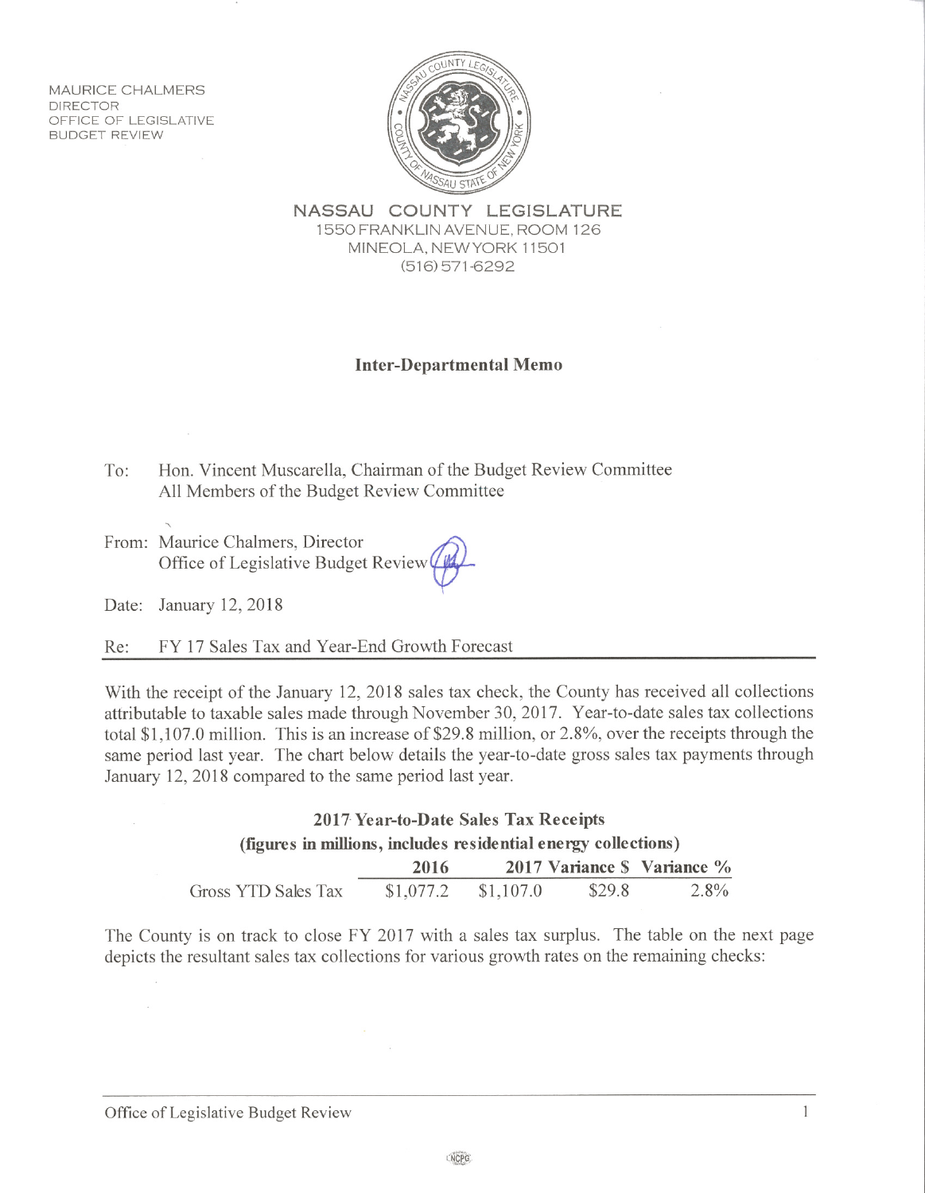MAURICE CHALMERS
DIRECTOR
OFFICE OF LEGISLATIVE
BUDGET REVIEW

**NASSAU COUNTY LEGISLATURE**
1550 FRANKLIN AVENUE, ROOM 126
MINEOLA, NEW YORK 11501
(516) 571-6292

## Inter-Departmental Memo

To: Hon. Vincent Muscarella, Chairman of the Budget Review Committee
All Members of the Budget Review Committee

From: Maurice Chalmers, Director
Office of Legislative Budget Review

Date: January 12, 2018

Re: FY 17 Sales Tax and Year-End Growth Forecast

With the receipt of the January 12, 2018 sales tax check, the County has received all collections attributable to taxable sales made through November 30, 2017. Year-to-date sales tax collections total $1,107.0 million. This is an increase of $29.8 million, or 2.8%, over the receipts through the same period last year. The chart below details the year-to-date gross sales tax payments through January 12, 2018 compared to the same period last year.

**2017 Year-to-Date Sales Tax Receipts**
**(figures in millions, includes residential energy collections)**

| | 2016 | 2017 | Variance $ | Variance % |
|---|---|---|---|---|
| Gross YTD Sales Tax | $1,077.2 | $1,107.0 | $29.8 | 2.8% |

The County is on track to close FY 2017 with a sales tax surplus. The table on the next page depicts the resultant sales tax collections for various growth rates on the remaining checks: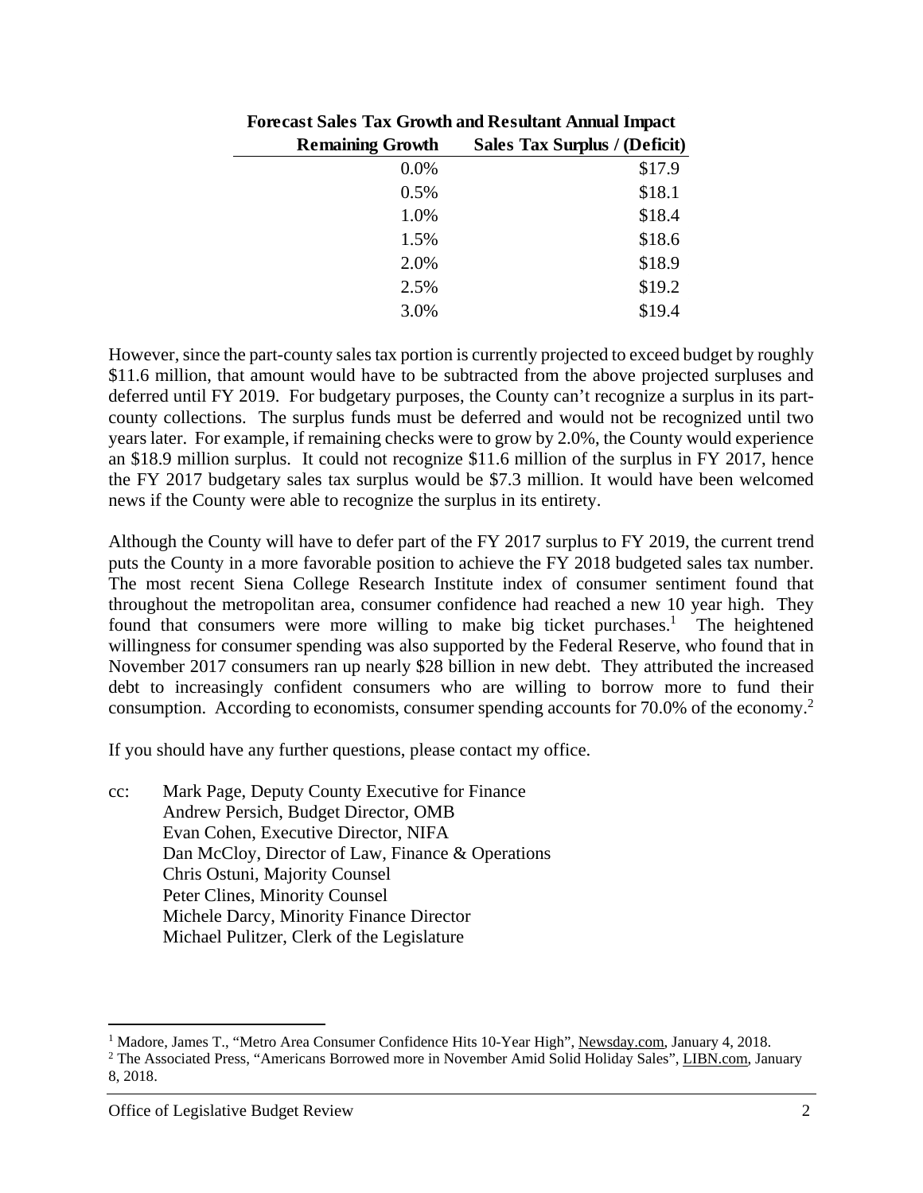**Forecast Sales Tax Growth and Resultant Annual Impact**

| Remaining Growth | Sales Tax Surplus / (Deficit) |
|---|---|
| 0.0% | \$17.9 |
| 0.5% | \$18.1 |
| 1.0% | \$18.4 |
| 1.5% | \$18.6 |
| 2.0% | \$18.9 |
| 2.5% | \$19.2 |
| 3.0% | \$19.4 |

However, since the part-county sales tax portion is currently projected to exceed budget by roughly \$11.6 million, that amount would have to be subtracted from the above projected surpluses and deferred until FY 2019. For budgetary purposes, the County can't recognize a surplus in its part-county collections. The surplus funds must be deferred and would not be recognized until two years later. For example, if remaining checks were to grow by 2.0%, the County would experience an \$18.9 million surplus. It could not recognize \$11.6 million of the surplus in FY 2017, hence the FY 2017 budgetary sales tax surplus would be \$7.3 million. It would have been welcomed news if the County were able to recognize the surplus in its entirety.

Although the County will have to defer part of the FY 2017 surplus to FY 2019, the current trend puts the County in a more favorable position to achieve the FY 2018 budgeted sales tax number. The most recent Siena College Research Institute index of consumer sentiment found that throughout the metropolitan area, consumer confidence had reached a new 10 year high. They found that consumers were more willing to make big ticket purchases.[1] The heightened willingness for consumer spending was also supported by the Federal Reserve, who found that in November 2017 consumers ran up nearly \$28 billion in new debt. They attributed the increased debt to increasingly confident consumers who are willing to borrow more to fund their consumption. According to economists, consumer spending accounts for 70.0% of the economy.[2]

If you should have any further questions, please contact my office.

cc: Mark Page, Deputy County Executive for Finance
Andrew Persich, Budget Director, OMB
Evan Cohen, Executive Director, NIFA
Dan McCloy, Director of Law, Finance & Operations
Chris Ostuni, Majority Counsel
Peter Clines, Minority Counsel
Michele Darcy, Minority Finance Director
Michael Pulitzer, Clerk of the Legislature

---

[1] Madore, James T., "Metro Area Consumer Confidence Hits 10-Year High", Newsday.com, January 4, 2018.

[2] The Associated Press, "Americans Borrowed more in November Amid Solid Holiday Sales", LIBN.com, January 8, 2018.